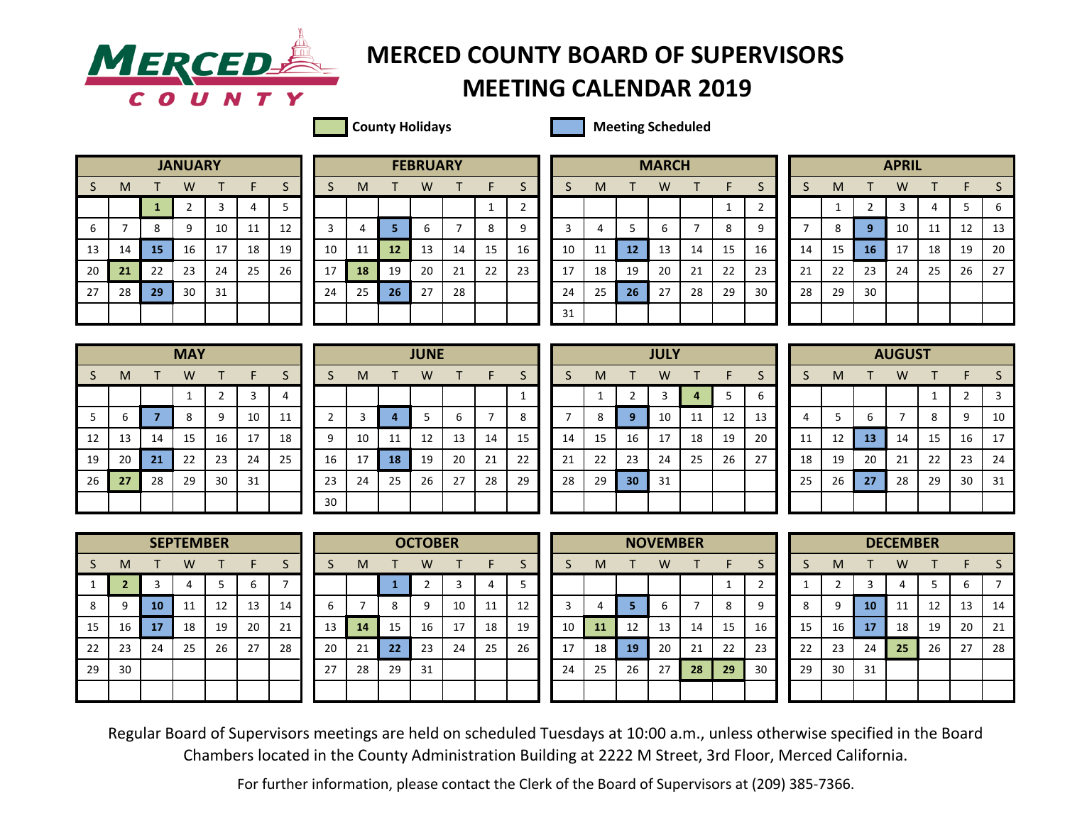# MERCED COUNTY BOARD OF SUPERVISORS MEETING CALENDAR 2019

**County Holidays** | **Meeting Scheduled**

**County Holidays:** January 1, January 21, February 18, May 27, July 4, September 2, October 14, November 11, November 28, November 29, December 25

**Meeting Scheduled:** January 15, January 29, February 5, February 26, March 12, March 26, April 9, April 16, May 7, May 21, June 4, June 18, July 9, July 30, August 13, August 27, September 10, September 17, October 1, October 22, November 5, November 19, December 10, December 17

## JANUARY

| S | M | T | W | T | F | S |
|---|---|---|---|---|---|---|
| | | **1** | 2 | 3 | 4 | 5 |
| 6 | 7 | 8 | 9 | 10 | 11 | 12 |
| 13 | 14 | **15** | 16 | 17 | 18 | 19 |
| 20 | **21** | 22 | 23 | 24 | 25 | 26 |
| 27 | 28 | **29** | 30 | 31 | | |

## FEBRUARY

| S | M | T | W | T | F | S |
|---|---|---|---|---|---|---|
| | | | | | 1 | 2 |
| 3 | 4 | **5** | 6 | 7 | 8 | 9 |
| 10 | 11 | **12** | 13 | 14 | 15 | 16 |
| 17 | **18** | 19 | 20 | 21 | 22 | 23 |
| 24 | 25 | **26** | 27 | 28 | | |

## MARCH

| S | M | T | W | T | F | S |
|---|---|---|---|---|---|---|
| | | | | | 1 | 2 |
| 3 | 4 | 5 | 6 | 7 | 8 | 9 |
| 10 | 11 | **12** | 13 | 14 | 15 | 16 |
| 17 | 18 | 19 | 20 | 21 | 22 | 23 |
| 24 | 25 | **26** | 27 | 28 | 29 | 30 |
| 31 | | | | | | |

## APRIL

| S | M | T | W | T | F | S |
|---|---|---|---|---|---|---|
| | 1 | 2 | 3 | 4 | 5 | 6 |
| 7 | 8 | **9** | 10 | 11 | 12 | 13 |
| 14 | 15 | **16** | 17 | 18 | 19 | 20 |
| 21 | 22 | 23 | 24 | 25 | 26 | 27 |
| 28 | 29 | 30 | | | | |

## MAY

| S | M | T | W | T | F | S |
|---|---|---|---|---|---|---|
| | | | 1 | 2 | 3 | 4 |
| 5 | 6 | **7** | 8 | 9 | 10 | 11 |
| 12 | 13 | 14 | 15 | 16 | 17 | 18 |
| 19 | 20 | **21** | 22 | 23 | 24 | 25 |
| 26 | **27** | 28 | 29 | 30 | 31 | |

## JUNE

| S | M | T | W | T | F | S |
|---|---|---|---|---|---|---|
| | | | | | | 1 |
| 2 | 3 | **4** | 5 | 6 | 7 | 8 |
| 9 | 10 | 11 | 12 | 13 | 14 | 15 |
| 16 | 17 | **18** | 19 | 20 | 21 | 22 |
| 23 | 24 | 25 | 26 | 27 | 28 | 29 |
| 30 | | | | | | |

## JULY

| S | M | T | W | T | F | S |
|---|---|---|---|---|---|---|
| | 1 | 2 | 3 | **4** | 5 | 6 |
| 7 | 8 | **9** | 10 | 11 | 12 | 13 |
| 14 | 15 | 16 | 17 | 18 | 19 | 20 |
| 21 | 22 | 23 | 24 | 25 | 26 | 27 |
| 28 | 29 | **30** | 31 | | | |

## AUGUST

| S | M | T | W | T | F | S |
|---|---|---|---|---|---|---|
| | | | | 1 | 2 | 3 |
| 4 | 5 | 6 | 7 | 8 | 9 | 10 |
| 11 | 12 | **13** | 14 | 15 | 16 | 17 |
| 18 | 19 | 20 | 21 | 22 | 23 | 24 |
| 25 | 26 | **27** | 28 | 29 | 30 | 31 |

## SEPTEMBER

| S | M | T | W | T | F | S |
|---|---|---|---|---|---|---|
| 1 | **2** | 3 | 4 | 5 | 6 | 7 |
| 8 | 9 | **10** | 11 | 12 | 13 | 14 |
| 15 | 16 | **17** | 18 | 19 | 20 | 21 |
| 22 | 23 | 24 | 25 | 26 | 27 | 28 |
| 29 | 30 | | | | | |

## OCTOBER

| S | M | T | W | T | F | S |
|---|---|---|---|---|---|---|
| | | **1** | 2 | 3 | 4 | 5 |
| 6 | 7 | 8 | 9 | 10 | 11 | 12 |
| 13 | **14** | 15 | 16 | 17 | 18 | 19 |
| 20 | 21 | **22** | 23 | 24 | 25 | 26 |
| 27 | 28 | 29 | 31 | | | |

## NOVEMBER

| S | M | T | W | T | F | S |
|---|---|---|---|---|---|---|
| | | | | | 1 | 2 |
| 3 | 4 | **5** | 6 | 7 | 8 | 9 |
| 10 | **11** | 12 | 13 | 14 | 15 | 16 |
| 17 | 18 | **19** | 20 | 21 | 22 | 23 |
| 24 | 25 | 26 | 27 | **28** | **29** | 30 |

## DECEMBER

| S | M | T | W | T | F | S |
|---|---|---|---|---|---|---|
| 1 | 2 | 3 | 4 | 5 | 6 | 7 |
| 8 | 9 | **10** | 11 | 12 | 13 | 14 |
| 15 | 16 | **17** | 18 | 19 | 20 | 21 |
| 22 | 23 | 24 | **25** | 26 | 27 | 28 |
| 29 | 30 | 31 | | | | |

Regular Board of Supervisors meetings are held on scheduled Tuesdays at 10:00 a.m., unless otherwise specified in the Board Chambers located in the County Administration Building at 2222 M Street, 3rd Floor, Merced California.

For further information, please contact the Clerk of the Board of Supervisors at (209) 385-7366.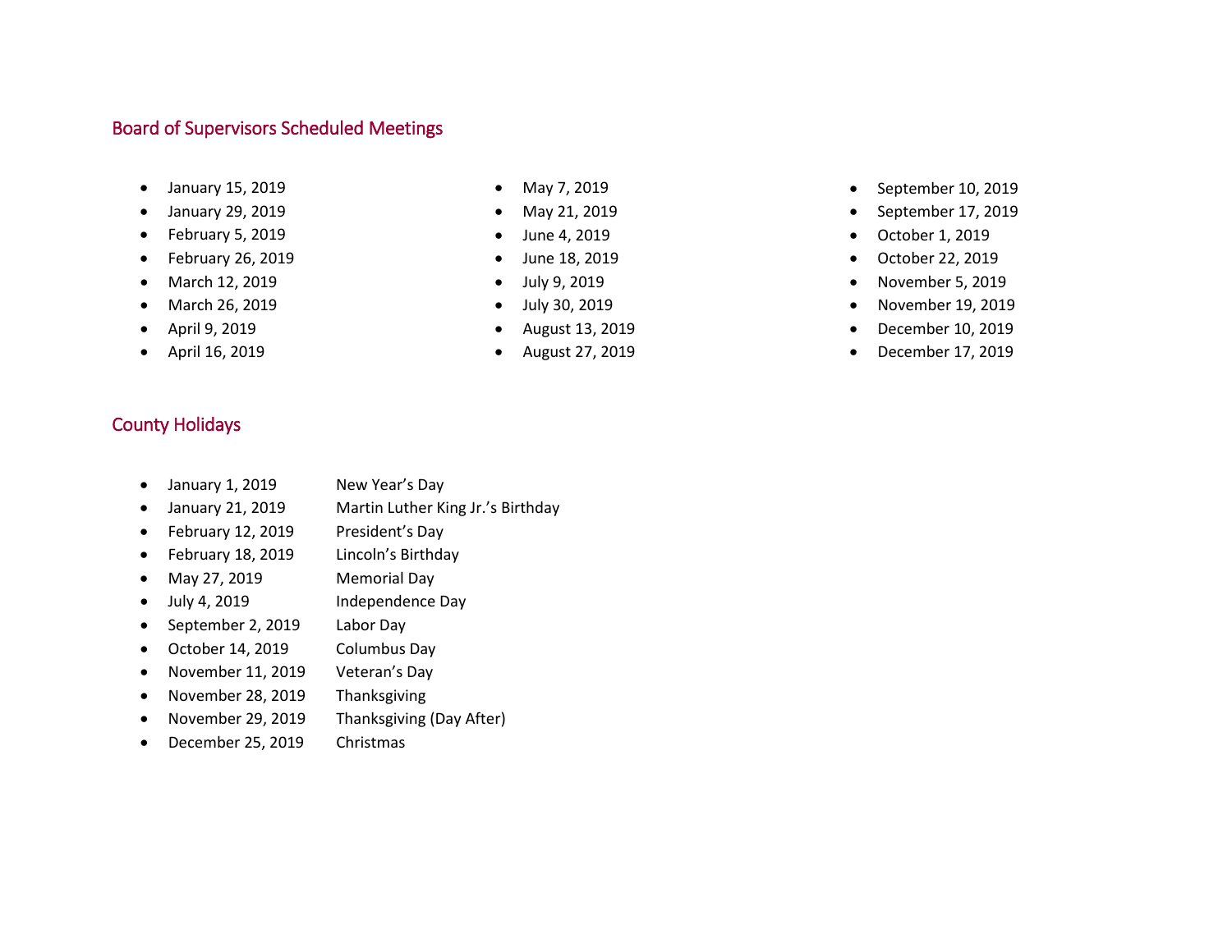## Board of Supervisors Scheduled Meetings

- January 15, 2019
- January 29, 2019
- February 5, 2019
- February 26, 2019
- March 12, 2019
- March 26, 2019
- April 9, 2019
- April 16, 2019
- May 7, 2019
- May 21, 2019
- June 4, 2019
- June 18, 2019
- July 9, 2019
- July 30, 2019
- August 13, 2019
- August 27, 2019
- September 10, 2019
- September 17, 2019
- October 1, 2019
- October 22, 2019
- November 5, 2019
- November 19, 2019
- December 10, 2019
- December 17, 2019

## County Holidays

- January 1, 2019 New Year's Day
- January 21, 2019 Martin Luther King Jr.'s Birthday
- February 12, 2019 President's Day
- February 18, 2019 Lincoln's Birthday
- May 27, 2019 Memorial Day
- July 4, 2019 Independence Day
- September 2, 2019 Labor Day
- October 14, 2019 Columbus Day
- November 11, 2019 Veteran's Day
- November 28, 2019 Thanksgiving
- November 29, 2019 Thanksgiving (Day After)
- December 25, 2019 Christmas